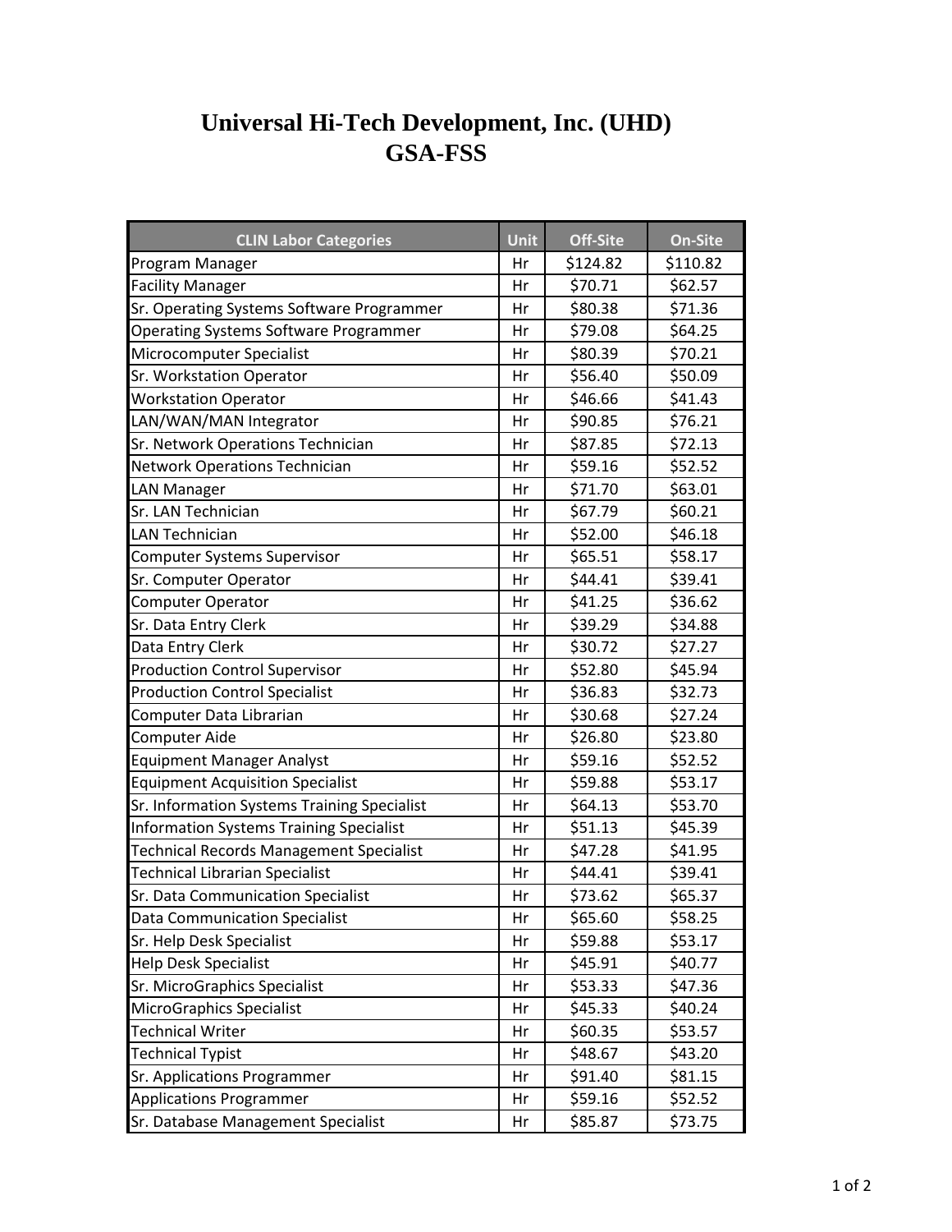# Universal Hi-Tech Development, Inc. (UHD)
# GSA-FSS

| CLIN Labor Categories | Unit | Off-Site | On-Site |
|---|---|---|---|
| Program Manager | Hr | $124.82 | $110.82 |
| Facility Manager | Hr | $70.71 | $62.57 |
| Sr. Operating Systems Software Programmer | Hr | $80.38 | $71.36 |
| Operating Systems Software Programmer | Hr | $79.08 | $64.25 |
| Microcomputer Specialist | Hr | $80.39 | $70.21 |
| Sr. Workstation Operator | Hr | $56.40 | $50.09 |
| Workstation Operator | Hr | $46.66 | $41.43 |
| LAN/WAN/MAN Integrator | Hr | $90.85 | $76.21 |
| Sr. Network Operations Technician | Hr | $87.85 | $72.13 |
| Network Operations Technician | Hr | $59.16 | $52.52 |
| LAN Manager | Hr | $71.70 | $63.01 |
| Sr. LAN Technician | Hr | $67.79 | $60.21 |
| LAN Technician | Hr | $52.00 | $46.18 |
| Computer Systems Supervisor | Hr | $65.51 | $58.17 |
| Sr. Computer Operator | Hr | $44.41 | $39.41 |
| Computer Operator | Hr | $41.25 | $36.62 |
| Sr. Data Entry Clerk | Hr | $39.29 | $34.88 |
| Data Entry Clerk | Hr | $30.72 | $27.27 |
| Production Control Supervisor | Hr | $52.80 | $45.94 |
| Production Control Specialist | Hr | $36.83 | $32.73 |
| Computer Data Librarian | Hr | $30.68 | $27.24 |
| Computer Aide | Hr | $26.80 | $23.80 |
| Equipment Manager Analyst | Hr | $59.16 | $52.52 |
| Equipment Acquisition Specialist | Hr | $59.88 | $53.17 |
| Sr. Information Systems Training Specialist | Hr | $64.13 | $53.70 |
| Information Systems Training Specialist | Hr | $51.13 | $45.39 |
| Technical Records Management Specialist | Hr | $47.28 | $41.95 |
| Technical Librarian Specialist | Hr | $44.41 | $39.41 |
| Sr. Data Communication Specialist | Hr | $73.62 | $65.37 |
| Data Communication Specialist | Hr | $65.60 | $58.25 |
| Sr. Help Desk Specialist | Hr | $59.88 | $53.17 |
| Help Desk Specialist | Hr | $45.91 | $40.77 |
| Sr. MicroGraphics Specialist | Hr | $53.33 | $47.36 |
| MicroGraphics Specialist | Hr | $45.33 | $40.24 |
| Technical Writer | Hr | $60.35 | $53.57 |
| Technical Typist | Hr | $48.67 | $43.20 |
| Sr. Applications Programmer | Hr | $91.40 | $81.15 |
| Applications Programmer | Hr | $59.16 | $52.52 |
| Sr. Database Management Specialist | Hr | $85.87 | $73.75 |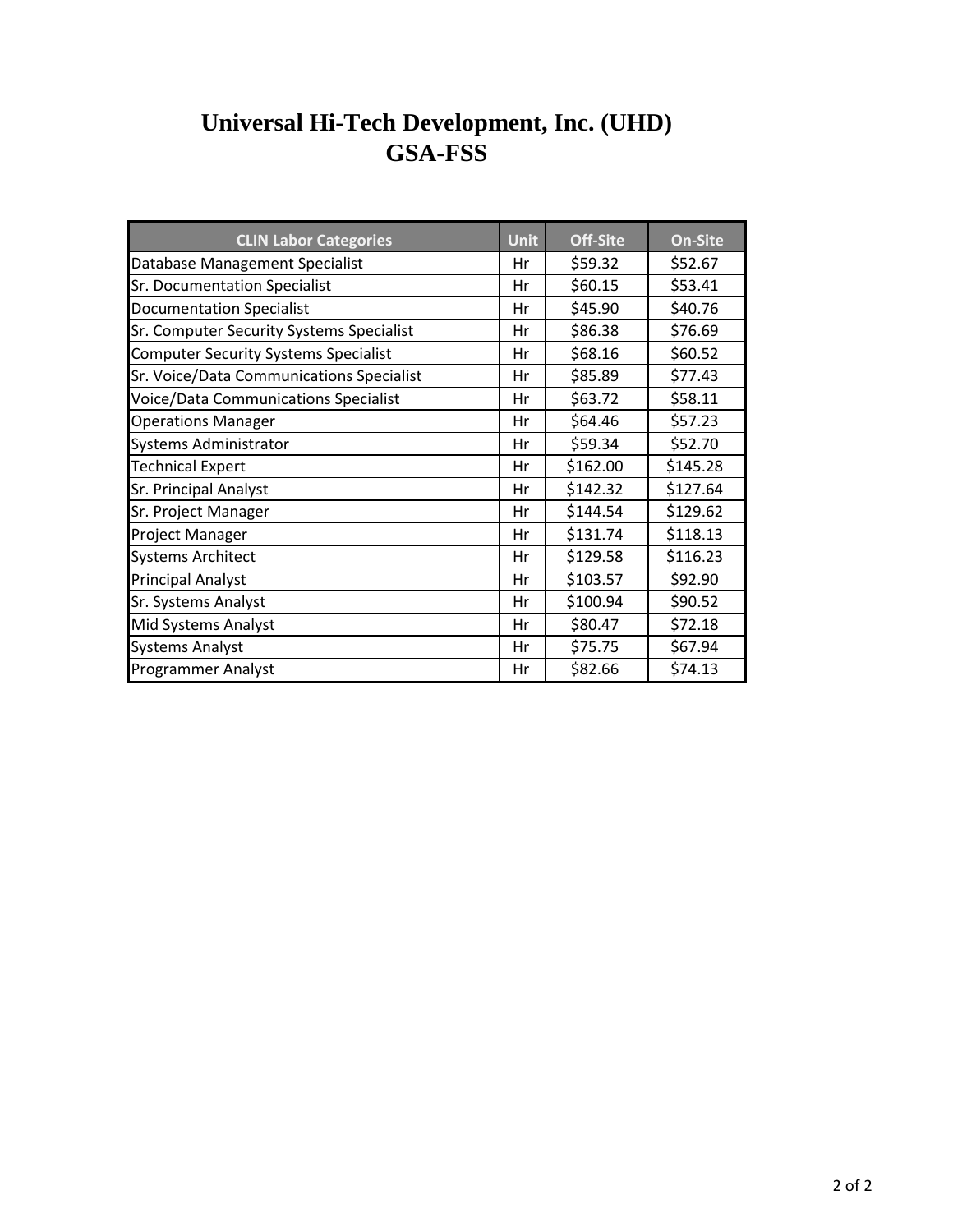# Universal Hi-Tech Development, Inc. (UHD)
# GSA-FSS

| CLIN Labor Categories | Unit | Off-Site | On-Site |
|---|---|---|---|
| Database Management Specialist | Hr | $59.32 | $52.67 |
| Sr. Documentation Specialist | Hr | $60.15 | $53.41 |
| Documentation Specialist | Hr | $45.90 | $40.76 |
| Sr. Computer Security Systems Specialist | Hr | $86.38 | $76.69 |
| Computer Security Systems Specialist | Hr | $68.16 | $60.52 |
| Sr. Voice/Data Communications Specialist | Hr | $85.89 | $77.43 |
| Voice/Data Communications Specialist | Hr | $63.72 | $58.11 |
| Operations Manager | Hr | $64.46 | $57.23 |
| Systems Administrator | Hr | $59.34 | $52.70 |
| Technical Expert | Hr | $162.00 | $145.28 |
| Sr. Principal Analyst | Hr | $142.32 | $127.64 |
| Sr. Project Manager | Hr | $144.54 | $129.62 |
| Project Manager | Hr | $131.74 | $118.13 |
| Systems Architect | Hr | $129.58 | $116.23 |
| Principal Analyst | Hr | $103.57 | $92.90 |
| Sr. Systems Analyst | Hr | $100.94 | $90.52 |
| Mid Systems Analyst | Hr | $80.47 | $72.18 |
| Systems Analyst | Hr | $75.75 | $67.94 |
| Programmer Analyst | Hr | $82.66 | $74.13 |